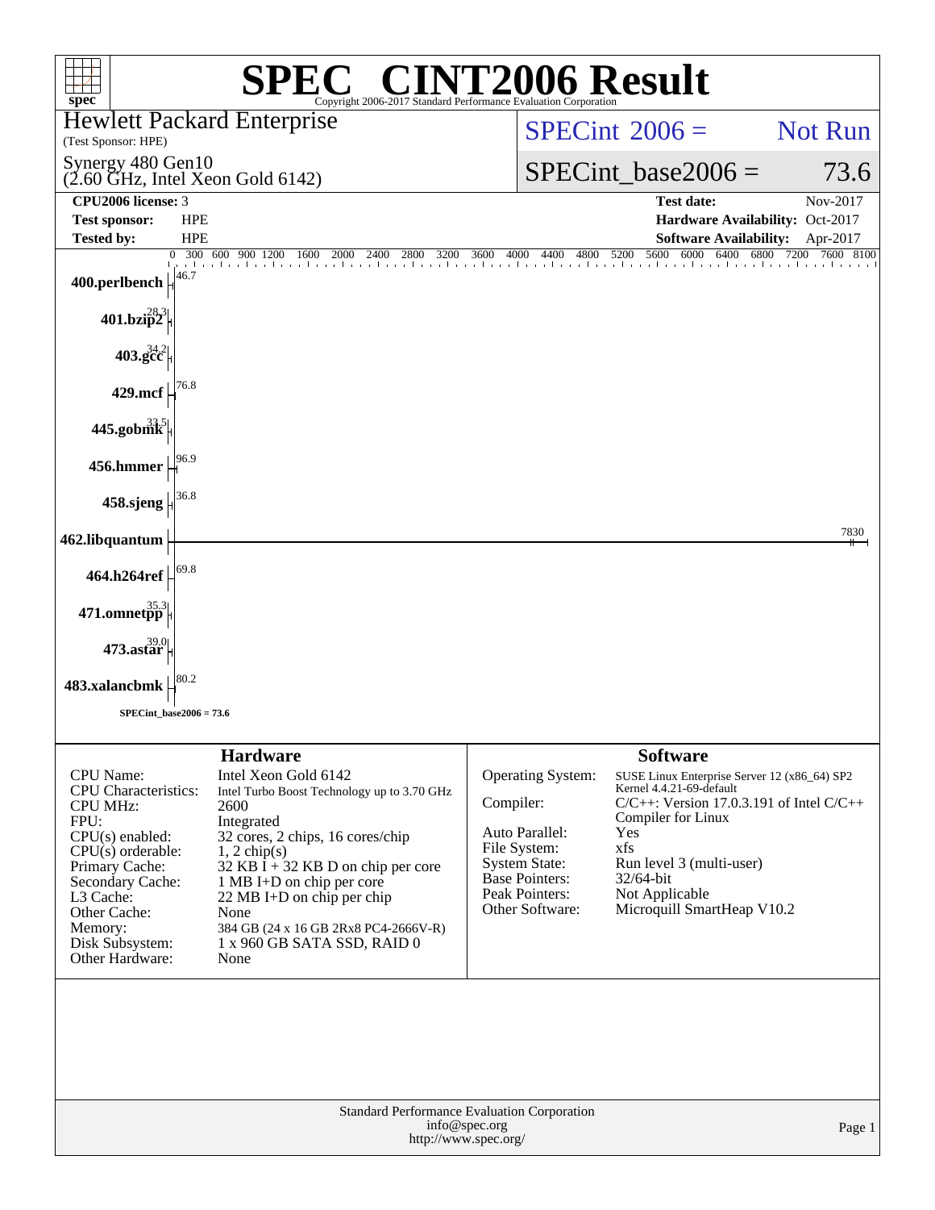# SPEC CINT2006 Result

Copyright 2006-2017 Standard Performance Evaluation Corporation

Hewlett Packard Enterprise
(Test Sponsor: HPE)

Synergy 480 Gen10
(2.60 GHz, Intel Xeon Gold 6142)

SPECint 2006 = Not Run

SPECint_base2006 = 73.6

| | | | |
|---|---|---|---|
| **CPU2006 license:** | 3 | **Test date:** | Nov-2017 |
| **Test sponsor:** | HPE | **Hardware Availability:** | Oct-2017 |
| **Tested by:** | HPE | **Software Availability:** | Apr-2017 |

0 300 600 900 1200 1600 2000 2400 2800 3200 3600 4000 4400 4800 5200 5600 6000 6400 6800 7200 7600 8100

400.perlbench 46.7
401.bzip2 28.3
403.gcc 34.2
429.mcf 76.8
445.gobmk 33.5
456.hmmer 96.9
458.sjeng 36.8
462.libquantum 7830
464.h264ref 69.8
471.omnetpp 35.3
473.astar 39.0
483.xalancbmk 80.2

SPECint_base2006 = 73.6

## Hardware

| | |
|---|---|
| CPU Name: | Intel Xeon Gold 6142 |
| CPU Characteristics: | Intel Turbo Boost Technology up to 3.70 GHz |
| CPU MHz: | 2600 |
| FPU: | Integrated |
| CPU(s) enabled: | 32 cores, 2 chips, 16 cores/chip |
| CPU(s) orderable: | 1, 2 chip(s) |
| Primary Cache: | 32 KB I + 32 KB D on chip per core |
| Secondary Cache: | 1 MB I+D on chip per core |
| L3 Cache: | 22 MB I+D on chip per chip |
| Other Cache: | None |
| Memory: | 384 GB (24 x 16 GB 2Rx8 PC4-2666V-R) |
| Disk Subsystem: | 1 x 960 GB SATA SSD, RAID 0 |
| Other Hardware: | None |

## Software

| | |
|---|---|
| Operating System: | SUSE Linux Enterprise Server 12 (x86_64) SP2 Kernel 4.4.21-69-default |
| Compiler: | C/C++: Version 17.0.3.191 of Intel C/C++ Compiler for Linux |
| Auto Parallel: | Yes |
| File System: | xfs |
| System State: | Run level 3 (multi-user) |
| Base Pointers: | 32/64-bit |
| Peak Pointers: | Not Applicable |
| Other Software: | Microquill SmartHeap V10.2 |

Standard Performance Evaluation Corporation
info@spec.org
http://www.spec.org/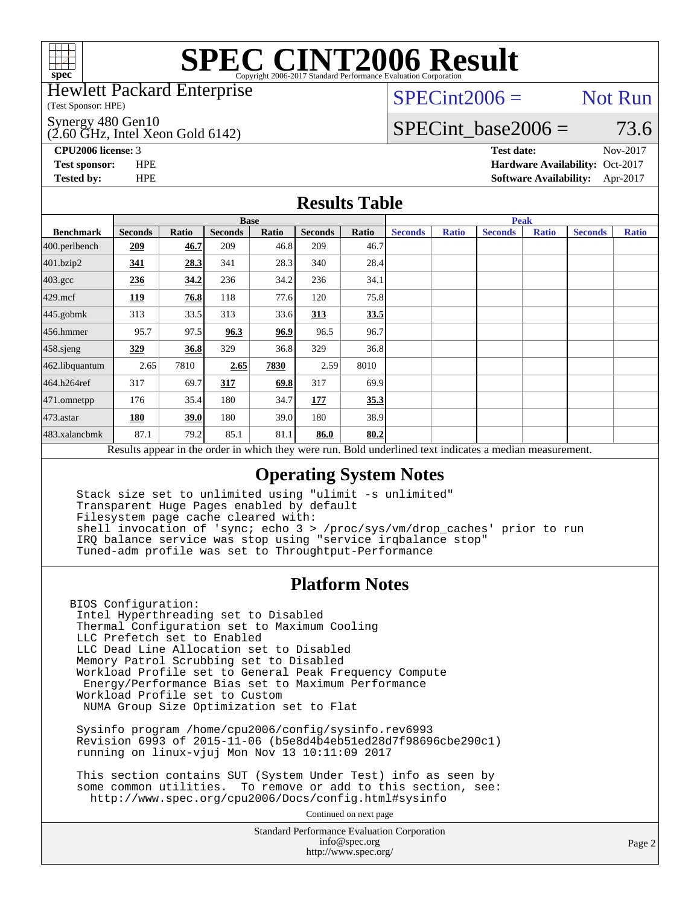# SPEC CINT2006 Result

Copyright 2006-2017 Standard Performance Evaluation Corporation

Hewlett Packard Enterprise
(Test Sponsor: HPE)

Synergy 480 Gen10
(2.60 GHz, Intel Xeon Gold 6142)

SPECint2006 = Not Run

SPECint_base2006 = 73.6

| | | | |
|---|---|---|---|
| **CPU2006 license:** 3 | | **Test date:** | Nov-2017 |
| **Test sponsor:** | HPE | **Hardware Availability:** | Oct-2017 |
| **Tested by:** | HPE | **Software Availability:** | Apr-2017 |

## Results Table

| Benchmark | Base | | | | | | Peak | | | | | |
|---|---|---|---|---|---|---|---|---|---|---|---|---|
| | Seconds | Ratio | Seconds | Ratio | Seconds | Ratio | Seconds | Ratio | Seconds | Ratio | Seconds | Ratio |
| 400.perlbench | **209** | **46.7** | 209 | 46.8 | 209 | 46.7 | | | | | | |
| 401.bzip2 | **341** | **28.3** | 341 | 28.3 | 340 | 28.4 | | | | | | |
| 403.gcc | **236** | **34.2** | 236 | 34.2 | 236 | 34.1 | | | | | | |
| 429.mcf | **119** | **76.8** | 118 | 77.6 | 120 | 75.8 | | | | | | |
| 445.gobmk | 313 | 33.5 | 313 | 33.6 | **313** | **33.5** | | | | | | |
| 456.hmmer | 95.7 | 97.5 | **96.3** | **96.9** | 96.5 | 96.7 | | | | | | |
| 458.sjeng | **329** | **36.8** | 329 | 36.8 | 329 | 36.8 | | | | | | |
| 462.libquantum | 2.65 | 7810 | **2.65** | **7830** | 2.59 | 8010 | | | | | | |
| 464.h264ref | 317 | 69.7 | **317** | **69.8** | 317 | 69.9 | | | | | | |
| 471.omnetpp | 176 | 35.4 | 180 | 34.7 | **177** | **35.3** | | | | | | |
| 473.astar | **180** | **39.0** | 180 | 39.0 | 180 | 38.9 | | | | | | |
| 483.xalancbmk | 87.1 | 79.2 | 85.1 | 81.1 | **86.0** | **80.2** | | | | | | |

Results appear in the order in which they were run. Bold underlined text indicates a median measurement.

## Operating System Notes

```
Stack size set to unlimited using "ulimit -s unlimited"
Transparent Huge Pages enabled by default
Filesystem page cache cleared with:
shell invocation of 'sync; echo 3 > /proc/sys/vm/drop_caches' prior to run
IRQ balance service was stop using "service irqbalance stop"
Tuned-adm profile was set to Throughtput-Performance
```

## Platform Notes

```
BIOS Configuration:
 Intel Hyperthreading set to Disabled
 Thermal Configuration set to Maximum Cooling
 LLC Prefetch set to Enabled
 LLC Dead Line Allocation set to Disabled
 Memory Patrol Scrubbing set to Disabled
 Workload Profile set to General Peak Frequency Compute
  Energy/Performance Bias set to Maximum Performance
 Workload Profile set to Custom
  NUMA Group Size Optimization set to Flat

 Sysinfo program /home/cpu2006/config/sysinfo.rev6993
 Revision 6993 of 2015-11-06 (b5e8d4b4eb51ed28d7f98696cbe290c1)
 running on linux-vjuj Mon Nov 13 10:11:09 2017

 This section contains SUT (System Under Test) info as seen by
 some common utilities.  To remove or add to this section, see:
   http://www.spec.org/cpu2006/Docs/config.html#sysinfo
```

Continued on next page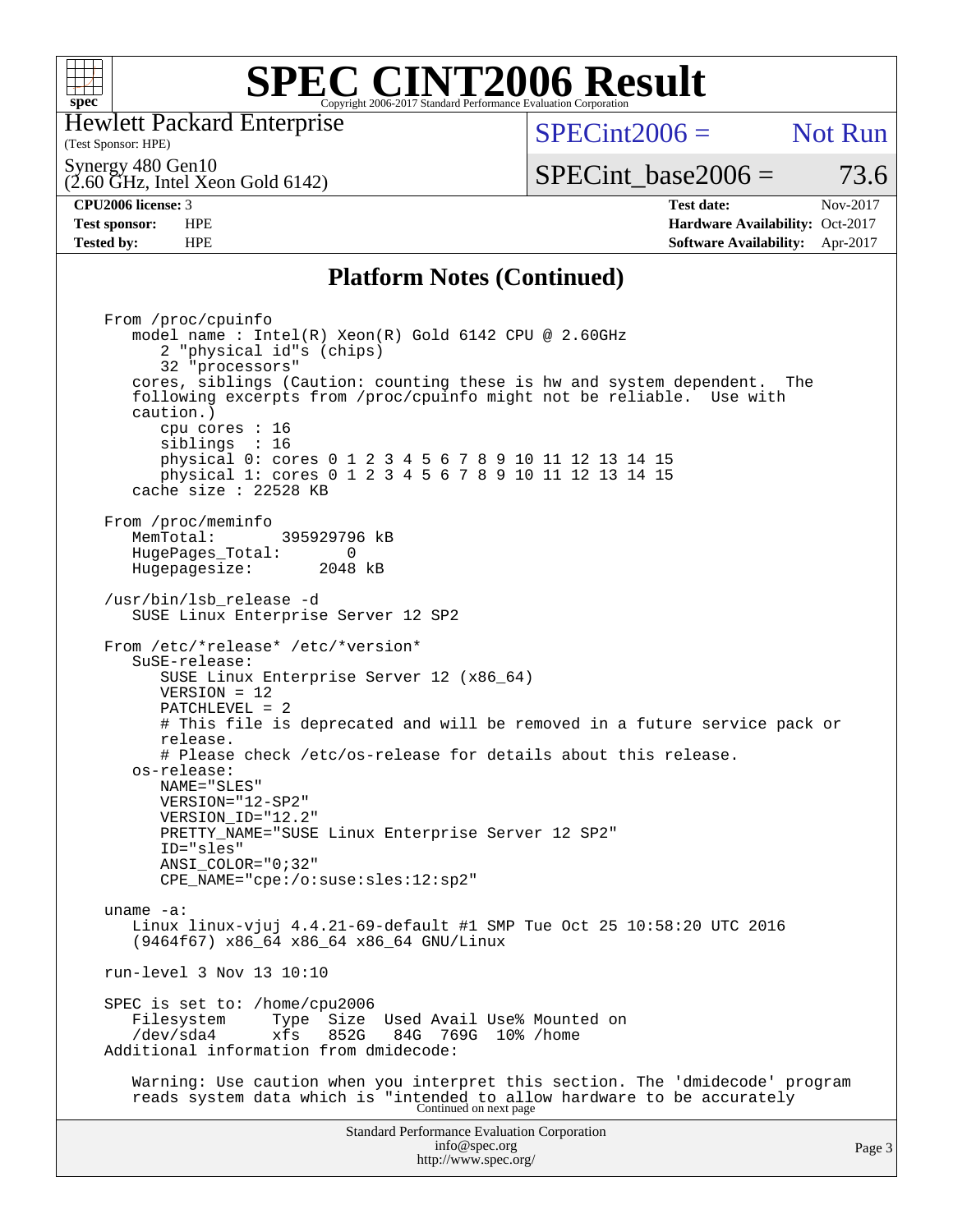# SPEC CINT2006 Result

Copyright 2006-2017 Standard Performance Evaluation Corporation

Hewlett Packard Enterprise
(Test Sponsor: HPE)

Synergy 480 Gen10
(2.60 GHz, Intel Xeon Gold 6142)

SPECint2006 = Not Run

SPECint_base2006 = 73.6

| | | | |
|---|---|---|---|
| **CPU2006 license:** | 3 | **Test date:** | Nov-2017 |
| **Test sponsor:** | HPE | **Hardware Availability:** | Oct-2017 |
| **Tested by:** | HPE | **Software Availability:** | Apr-2017 |

## Platform Notes (Continued)

```
From /proc/cpuinfo
   model name : Intel(R) Xeon(R) Gold 6142 CPU @ 2.60GHz
      2 "physical id"s (chips)
      32 "processors"
   cores, siblings (Caution: counting these is hw and system dependent.  The
   following excerpts from /proc/cpuinfo might not be reliable.  Use with
   caution.)
      cpu cores : 16
      siblings  : 16
      physical 0: cores 0 1 2 3 4 5 6 7 8 9 10 11 12 13 14 15
      physical 1: cores 0 1 2 3 4 5 6 7 8 9 10 11 12 13 14 15
   cache size : 22528 KB

From /proc/meminfo
   MemTotal:       395929796 kB
   HugePages_Total:       0
   Hugepagesize:       2048 kB

/usr/bin/lsb_release -d
   SUSE Linux Enterprise Server 12 SP2

From /etc/*release* /etc/*version*
   SuSE-release:
      SUSE Linux Enterprise Server 12 (x86_64)
      VERSION = 12
      PATCHLEVEL = 2
      # This file is deprecated and will be removed in a future service pack or
      release.
      # Please check /etc/os-release for details about this release.
   os-release:
      NAME="SLES"
      VERSION="12-SP2"
      VERSION_ID="12.2"
      PRETTY_NAME="SUSE Linux Enterprise Server 12 SP2"
      ID="sles"
      ANSI_COLOR="0;32"
      CPE_NAME="cpe:/o:suse:sles:12:sp2"

uname -a:
   Linux linux-vjuj 4.4.21-69-default #1 SMP Tue Oct 25 10:58:20 UTC 2016
   (9464f67) x86_64 x86_64 x86_64 GNU/Linux

run-level 3 Nov 13 10:10

SPEC is set to: /home/cpu2006
   Filesystem     Type  Size  Used Avail Use% Mounted on
   /dev/sda4      xfs   852G   84G  769G  10% /home
Additional information from dmidecode:

   Warning: Use caution when you interpret this section. The 'dmidecode' program
   reads system data which is "intended to allow hardware to be accurately
```

Continued on next page

Standard Performance Evaluation Corporation
info@spec.org
http://www.spec.org/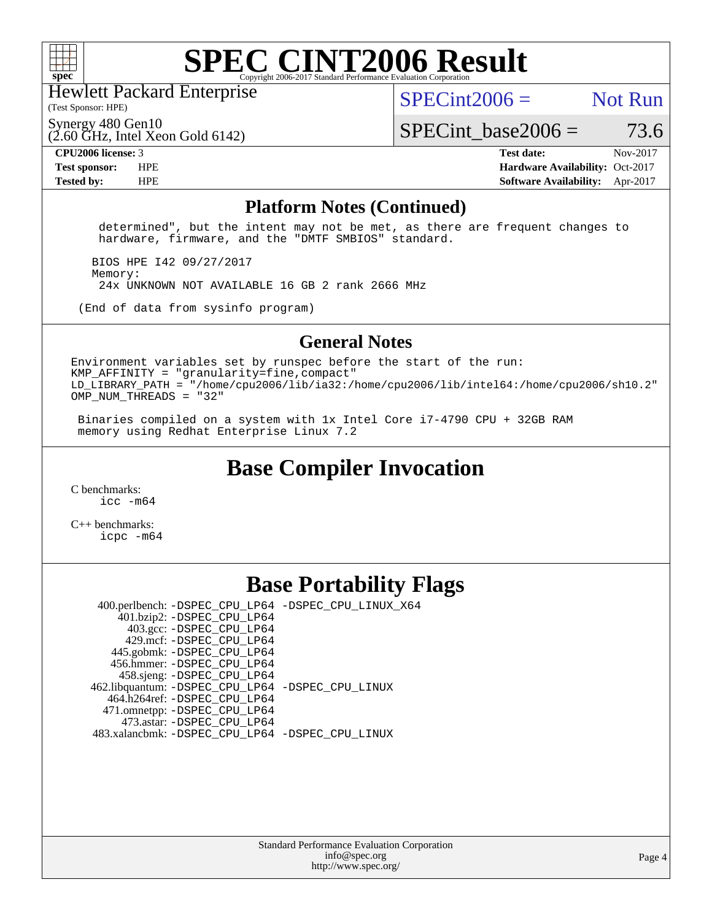# SPEC CINT2006 Result

Copyright 2006-2017 Standard Performance Evaluation Corporation

Hewlett Packard Enterprise
(Test Sponsor: HPE)

Synergy 480 Gen10
(2.60 GHz, Intel Xeon Gold 6142)

SPECint2006 = Not Run

SPECint_base2006 = 73.6

**CPU2006 license:** 3
**Test sponsor:** HPE
**Tested by:** HPE

**Test date:** Nov-2017
**Hardware Availability:** Oct-2017
**Software Availability:** Apr-2017

## Platform Notes (Continued)

```
     determined", but the intent may not be met, as there are frequent changes to
     hardware, firmware, and the "DMTF SMBIOS" standard.

    BIOS HPE I42 09/27/2017
    Memory:
     24x UNKNOWN NOT AVAILABLE 16 GB 2 rank 2666 MHz

  (End of data from sysinfo program)
```

## General Notes

```
Environment variables set by runspec before the start of the run:
KMP_AFFINITY = "granularity=fine,compact"
LD_LIBRARY_PATH = "/home/cpu2006/lib/ia32:/home/cpu2006/lib/intel64:/home/cpu2006/sh10.2"
OMP_NUM_THREADS = "32"

 Binaries compiled on a system with 1x Intel Core i7-4790 CPU + 32GB RAM
 memory using Redhat Enterprise Linux 7.2
```

## Base Compiler Invocation

C benchmarks:
    icc -m64

C++ benchmarks:
    icpc -m64

## Base Portability Flags

| | |
|---|---|
| 400.perlbench: | -DSPEC_CPU_LP64 -DSPEC_CPU_LINUX_X64 |
| 401.bzip2: | -DSPEC_CPU_LP64 |
| 403.gcc: | -DSPEC_CPU_LP64 |
| 429.mcf: | -DSPEC_CPU_LP64 |
| 445.gobmk: | -DSPEC_CPU_LP64 |
| 456.hmmer: | -DSPEC_CPU_LP64 |
| 458.sjeng: | -DSPEC_CPU_LP64 |
| 462.libquantum: | -DSPEC_CPU_LP64 -DSPEC_CPU_LINUX |
| 464.h264ref: | -DSPEC_CPU_LP64 |
| 471.omnetpp: | -DSPEC_CPU_LP64 |
| 473.astar: | -DSPEC_CPU_LP64 |
| 483.xalancbmk: | -DSPEC_CPU_LP64 -DSPEC_CPU_LINUX |

Standard Performance Evaluation Corporation
info@spec.org
http://www.spec.org/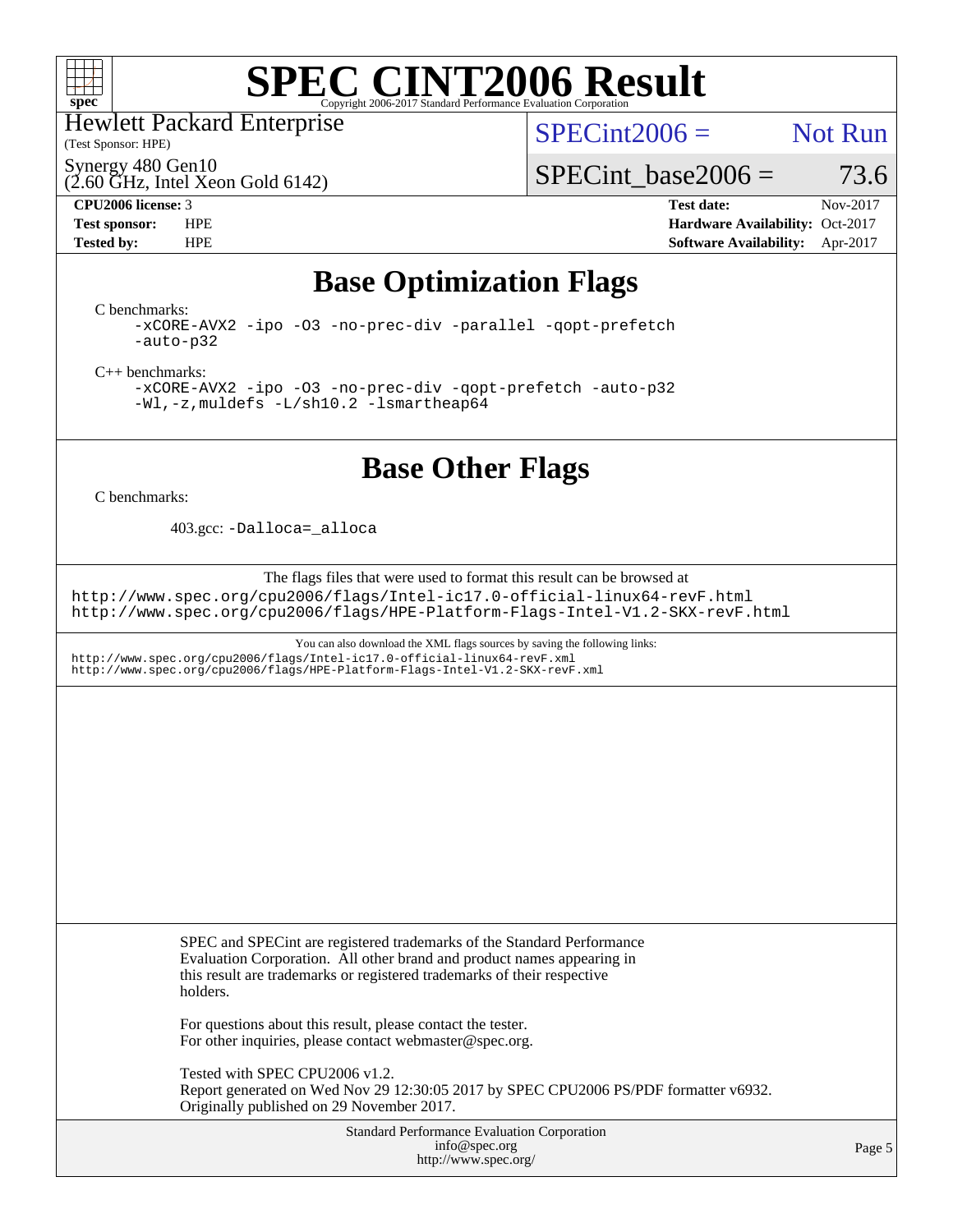# SPEC CINT2006 Result

Copyright 2006-2017 Standard Performance Evaluation Corporation

Hewlett Packard Enterprise
(Test Sponsor: HPE)

Synergy 480 Gen10
(2.60 GHz, Intel Xeon Gold 6142)

SPECint2006 = Not Run

SPECint_base2006 = 73.6

| | | | |
|---|---|---|---|
| **CPU2006 license:** | 3 | **Test date:** | Nov-2017 |
| **Test sponsor:** | HPE | **Hardware Availability:** | Oct-2017 |
| **Tested by:** | HPE | **Software Availability:** | Apr-2017 |

## Base Optimization Flags

C benchmarks:

-xCORE-AVX2 -ipo -O3 -no-prec-div -parallel -qopt-prefetch -auto-p32

C++ benchmarks:

-xCORE-AVX2 -ipo -O3 -no-prec-div -qopt-prefetch -auto-p32 -Wl,-z,muldefs -L/sh10.2 -lsmartheap64

## Base Other Flags

C benchmarks:

403.gcc: -Dalloca=_alloca

The flags files that were used to format this result can be browsed at
http://www.spec.org/cpu2006/flags/Intel-ic17.0-official-linux64-revF.html
http://www.spec.org/cpu2006/flags/HPE-Platform-Flags-Intel-V1.2-SKX-revF.html

You can also download the XML flags sources by saving the following links:
http://www.spec.org/cpu2006/flags/Intel-ic17.0-official-linux64-revF.xml
http://www.spec.org/cpu2006/flags/HPE-Platform-Flags-Intel-V1.2-SKX-revF.xml

SPEC and SPECint are registered trademarks of the Standard Performance Evaluation Corporation. All other brand and product names appearing in this result are trademarks or registered trademarks of their respective holders.

For questions about this result, please contact the tester.
For other inquiries, please contact webmaster@spec.org.

Tested with SPEC CPU2006 v1.2.
Report generated on Wed Nov 29 12:30:05 2017 by SPEC CPU2006 PS/PDF formatter v6932.
Originally published on 29 November 2017.

Standard Performance Evaluation Corporation
info@spec.org
http://www.spec.org/